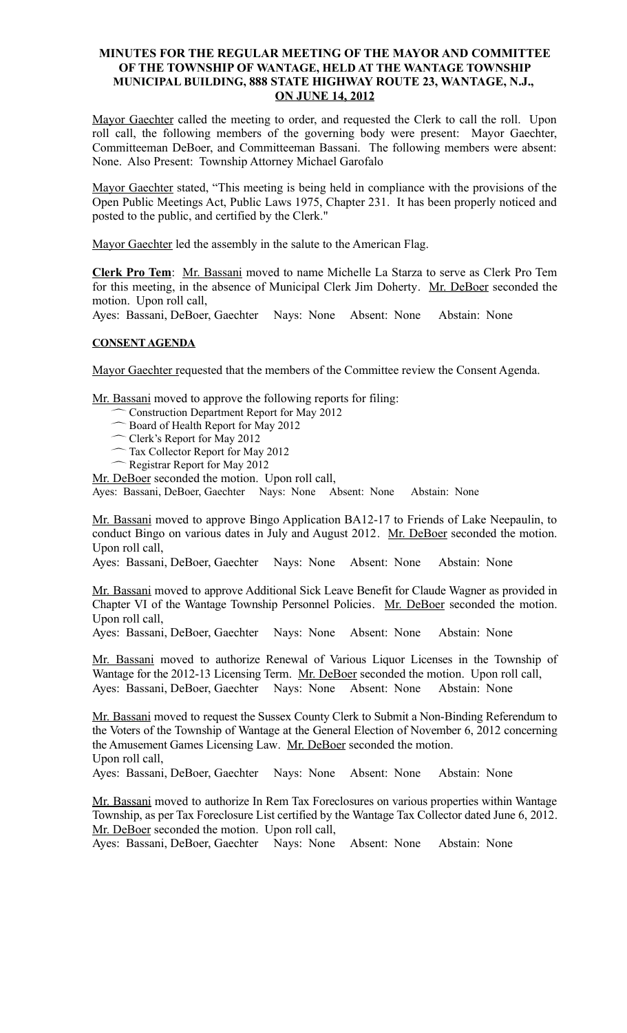**MINUTES FOR THE REGULAR MEETING OF THE MAYOR AND COMMITTEE OF THE TOWNSHIP OF WANTAGE, HELD AT THE WANTAGE TOWNSHIP MUNICIPAL BUILDING, 888 STATE HIGHWAY ROUTE 23, WANTAGE, N.J., ON JUNE 14, 2012**

Mayor Gaechter called the meeting to order, and requested the Clerk to call the roll. Upon roll call, the following members of the governing body were present: Mayor Gaechter, Committeeman DeBoer, and Committeeman Bassani. The following members were absent: None. Also Present: Township Attorney Michael Garofalo

Mayor Gaechter stated, "This meeting is being held in compliance with the provisions of the Open Public Meetings Act, Public Laws 1975, Chapter 231. It has been properly noticed and posted to the public, and certified by the Clerk."

Mayor Gaechter led the assembly in the salute to the American Flag.

**Clerk Pro Tem**: Mr. Bassani moved to name Michelle La Starza to serve as Clerk Pro Tem for this meeting, in the absence of Municipal Clerk Jim Doherty. Mr. DeBoer seconded the motion. Upon roll call,
Ayes: Bassani, DeBoer, Gaechter Nays: None Absent: None Abstain: None

**CONSENT AGENDA**

Mayor Gaechter requested that the members of the Committee review the Consent Agenda.

Mr. Bassani moved to approve the following reports for filing:

- Construction Department Report for May 2012
- Board of Health Report for May 2012
- Clerk's Report for May 2012
- Tax Collector Report for May 2012
- Registrar Report for May 2012

Mr. DeBoer seconded the motion. Upon roll call,
Ayes: Bassani, DeBoer, Gaechter Nays: None Absent: None Abstain: None

Mr. Bassani moved to approve Bingo Application BA12-17 to Friends of Lake Neepaulin, to conduct Bingo on various dates in July and August 2012. Mr. DeBoer seconded the motion. Upon roll call,
Ayes: Bassani, DeBoer, Gaechter Nays: None Absent: None Abstain: None

Mr. Bassani moved to approve Additional Sick Leave Benefit for Claude Wagner as provided in Chapter VI of the Wantage Township Personnel Policies. Mr. DeBoer seconded the motion. Upon roll call,
Ayes: Bassani, DeBoer, Gaechter Nays: None Absent: None Abstain: None

Mr. Bassani moved to authorize Renewal of Various Liquor Licenses in the Township of Wantage for the 2012-13 Licensing Term. Mr. DeBoer seconded the motion. Upon roll call,
Ayes: Bassani, DeBoer, Gaechter Nays: None Absent: None Abstain: None

Mr. Bassani moved to request the Sussex County Clerk to Submit a Non-Binding Referendum to the Voters of the Township of Wantage at the General Election of November 6, 2012 concerning the Amusement Games Licensing Law. Mr. DeBoer seconded the motion.
Upon roll call,
Ayes: Bassani, DeBoer, Gaechter Nays: None Absent: None Abstain: None

Mr. Bassani moved to authorize In Rem Tax Foreclosures on various properties within Wantage Township, as per Tax Foreclosure List certified by the Wantage Tax Collector dated June 6, 2012. Mr. DeBoer seconded the motion. Upon roll call,
Ayes: Bassani, DeBoer, Gaechter Nays: None Absent: None Abstain: None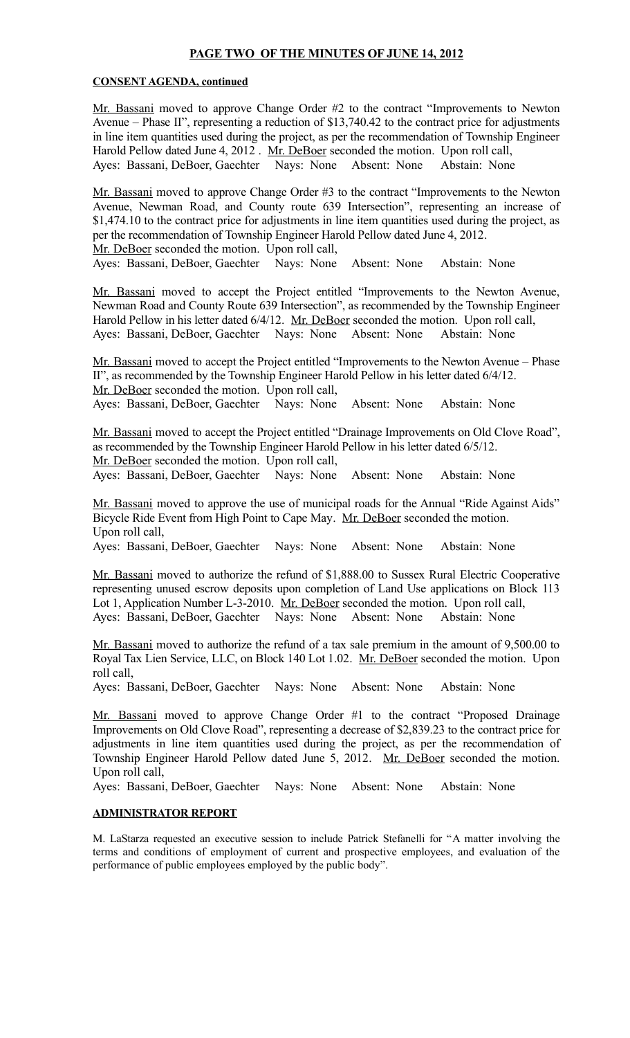# **PAGE TWO OF THE MINUTES OF JUNE 14, 2012**

**CONSENT AGENDA, continued**

Mr. Bassani moved to approve Change Order #2 to the contract "Improvements to Newton Avenue – Phase II", representing a reduction of $13,740.42 to the contract price for adjustments in line item quantities used during the project, as per the recommendation of Township Engineer Harold Pellow dated June 4, 2012 . Mr. DeBoer seconded the motion. Upon roll call,
Ayes: Bassani, DeBoer, Gaechter Nays: None Absent: None Abstain: None

Mr. Bassani moved to approve Change Order #3 to the contract "Improvements to the Newton Avenue, Newman Road, and County route 639 Intersection", representing an increase of $1,474.10 to the contract price for adjustments in line item quantities used during the project, as per the recommendation of Township Engineer Harold Pellow dated June 4, 2012.
Mr. DeBoer seconded the motion. Upon roll call,
Ayes: Bassani, DeBoer, Gaechter Nays: None Absent: None Abstain: None

Mr. Bassani moved to accept the Project entitled "Improvements to the Newton Avenue, Newman Road and County Route 639 Intersection", as recommended by the Township Engineer Harold Pellow in his letter dated 6/4/12. Mr. DeBoer seconded the motion. Upon roll call,
Ayes: Bassani, DeBoer, Gaechter Nays: None Absent: None Abstain: None

Mr. Bassani moved to accept the Project entitled "Improvements to the Newton Avenue – Phase II", as recommended by the Township Engineer Harold Pellow in his letter dated 6/4/12.
Mr. DeBoer seconded the motion. Upon roll call,
Ayes: Bassani, DeBoer, Gaechter Nays: None Absent: None Abstain: None

Mr. Bassani moved to accept the Project entitled "Drainage Improvements on Old Clove Road", as recommended by the Township Engineer Harold Pellow in his letter dated 6/5/12.
Mr. DeBoer seconded the motion. Upon roll call,
Ayes: Bassani, DeBoer, Gaechter Nays: None Absent: None Abstain: None

Mr. Bassani moved to approve the use of municipal roads for the Annual "Ride Against Aids" Bicycle Ride Event from High Point to Cape May. Mr. DeBoer seconded the motion.
Upon roll call,
Ayes: Bassani, DeBoer, Gaechter Nays: None Absent: None Abstain: None

Mr. Bassani moved to authorize the refund of $1,888.00 to Sussex Rural Electric Cooperative representing unused escrow deposits upon completion of Land Use applications on Block 113 Lot 1, Application Number L-3-2010. Mr. DeBoer seconded the motion. Upon roll call,
Ayes: Bassani, DeBoer, Gaechter Nays: None Absent: None Abstain: None

Mr. Bassani moved to authorize the refund of a tax sale premium in the amount of 9,500.00 to Royal Tax Lien Service, LLC, on Block 140 Lot 1.02. Mr. DeBoer seconded the motion. Upon roll call,
Ayes: Bassani, DeBoer, Gaechter Nays: None Absent: None Abstain: None

Mr. Bassani moved to approve Change Order #1 to the contract "Proposed Drainage Improvements on Old Clove Road", representing a decrease of $2,839.23 to the contract price for adjustments in line item quantities used during the project, as per the recommendation of Township Engineer Harold Pellow dated June 5, 2012. Mr. DeBoer seconded the motion.
Upon roll call,
Ayes: Bassani, DeBoer, Gaechter Nays: None Absent: None Abstain: None

**ADMINISTRATOR REPORT**

M. LaStarza requested an executive session to include Patrick Stefanelli for "A matter involving the terms and conditions of employment of current and prospective employees, and evaluation of the performance of public employees employed by the public body".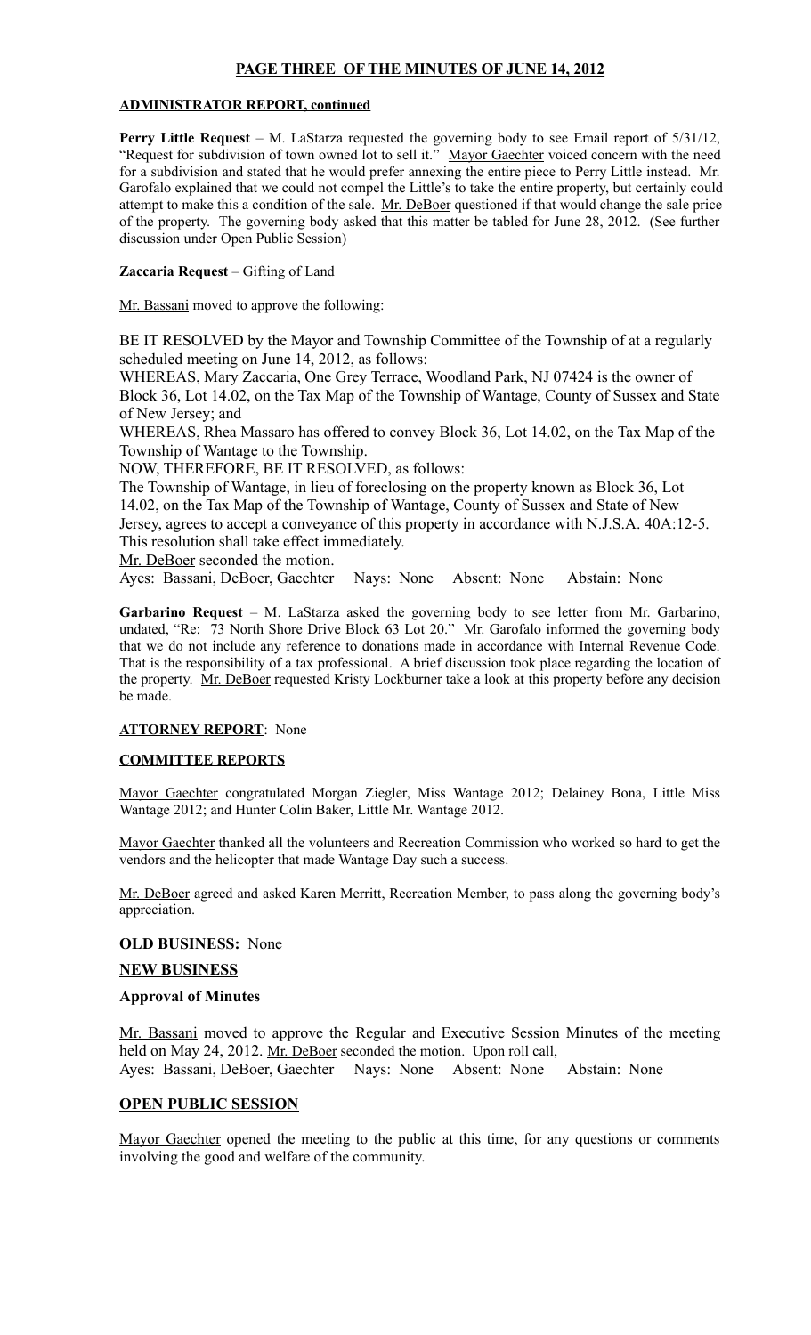## PAGE THREE OF THE MINUTES OF JUNE 14, 2012

### ADMINISTRATOR REPORT, continued

**Perry Little Request** – M. LaStarza requested the governing body to see Email report of 5/31/12, "Request for subdivision of town owned lot to sell it." Mayor Gaechter voiced concern with the need for a subdivision and stated that he would prefer annexing the entire piece to Perry Little instead. Mr. Garofalo explained that we could not compel the Little's to take the entire property, but certainly could attempt to make this a condition of the sale. Mr. DeBoer questioned if that would change the sale price of the property. The governing body asked that this matter be tabled for June 28, 2012. (See further discussion under Open Public Session)

**Zaccaria Request** – Gifting of Land

Mr. Bassani moved to approve the following:

BE IT RESOLVED by the Mayor and Township Committee of the Township of at a regularly scheduled meeting on June 14, 2012, as follows:

WHEREAS, Mary Zaccaria, One Grey Terrace, Woodland Park, NJ 07424 is the owner of Block 36, Lot 14.02, on the Tax Map of the Township of Wantage, County of Sussex and State of New Jersey; and

WHEREAS, Rhea Massaro has offered to convey Block 36, Lot 14.02, on the Tax Map of the Township of Wantage to the Township.

NOW, THEREFORE, BE IT RESOLVED, as follows:

The Township of Wantage, in lieu of foreclosing on the property known as Block 36, Lot 14.02, on the Tax Map of the Township of Wantage, County of Sussex and State of New Jersey, agrees to accept a conveyance of this property in accordance with N.J.S.A. 40A:12-5.

This resolution shall take effect immediately.

Mr. DeBoer seconded the motion.

Ayes: Bassani, DeBoer, Gaechter    Nays: None    Absent: None    Abstain: None

**Garbarino Request** – M. LaStarza asked the governing body to see letter from Mr. Garbarino, undated, "Re: 73 North Shore Drive Block 63 Lot 20." Mr. Garofalo informed the governing body that we do not include any reference to donations made in accordance with Internal Revenue Code. That is the responsibility of a tax professional. A brief discussion took place regarding the location of the property. Mr. DeBoer requested Kristy Lockburner take a look at this property before any decision be made.

### ATTORNEY REPORT: None

### COMMITTEE REPORTS

Mayor Gaechter congratulated Morgan Ziegler, Miss Wantage 2012; Delainey Bona, Little Miss Wantage 2012; and Hunter Colin Baker, Little Mr. Wantage 2012.

Mayor Gaechter thanked all the volunteers and Recreation Commission who worked so hard to get the vendors and the helicopter that made Wantage Day such a success.

Mr. DeBoer agreed and asked Karen Merritt, Recreation Member, to pass along the governing body's appreciation.

### OLD BUSINESS: None

### NEW BUSINESS

### Approval of Minutes

Mr. Bassani moved to approve the Regular and Executive Session Minutes of the meeting held on May 24, 2012. Mr. DeBoer seconded the motion. Upon roll call,

Ayes: Bassani, DeBoer, Gaechter    Nays: None    Absent: None    Abstain: None

### OPEN PUBLIC SESSION

Mayor Gaechter opened the meeting to the public at this time, for any questions or comments involving the good and welfare of the community.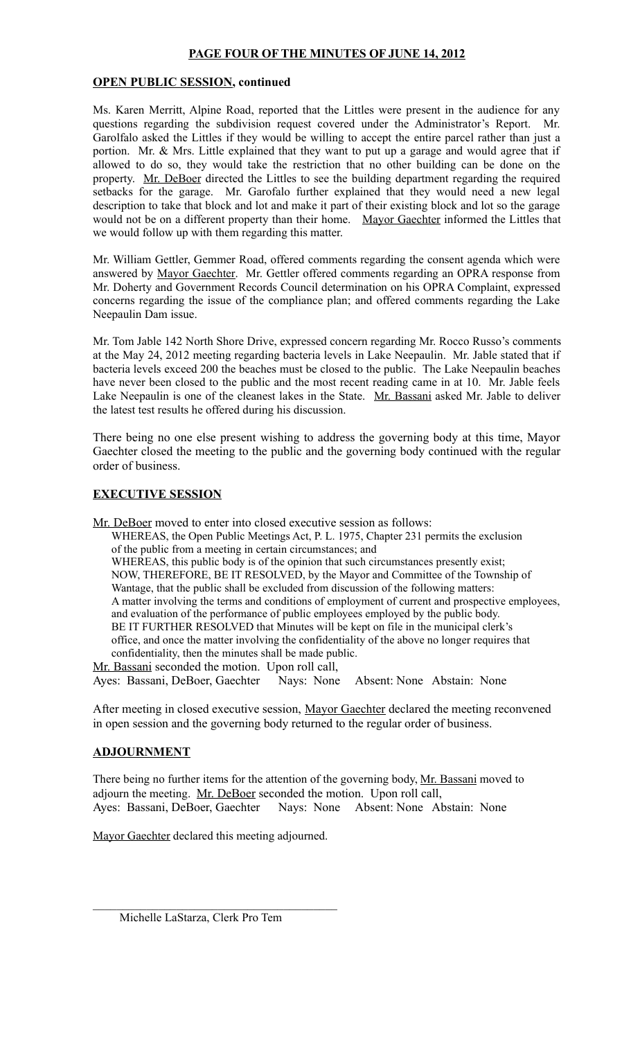**PAGE FOUR OF THE MINUTES OF JUNE 14, 2012**

**OPEN PUBLIC SESSION, continued**

Ms. Karen Merritt, Alpine Road, reported that the Littles were present in the audience for any questions regarding the subdivision request covered under the Administrator's Report. Mr. Garolfalo asked the Littles if they would be willing to accept the entire parcel rather than just a portion. Mr. & Mrs. Little explained that they want to put up a garage and would agree that if allowed to do so, they would take the restriction that no other building can be done on the property. Mr. DeBoer directed the Littles to see the building department regarding the required setbacks for the garage. Mr. Garofalo further explained that they would need a new legal description to take that block and lot and make it part of their existing block and lot so the garage would not be on a different property than their home. Mayor Gaechter informed the Littles that we would follow up with them regarding this matter.

Mr. William Gettler, Gemmer Road, offered comments regarding the consent agenda which were answered by Mayor Gaechter. Mr. Gettler offered comments regarding an OPRA response from Mr. Doherty and Government Records Council determination on his OPRA Complaint, expressed concerns regarding the issue of the compliance plan; and offered comments regarding the Lake Neepaulin Dam issue.

Mr. Tom Jable 142 North Shore Drive, expressed concern regarding Mr. Rocco Russo's comments at the May 24, 2012 meeting regarding bacteria levels in Lake Neepaulin. Mr. Jable stated that if bacteria levels exceed 200 the beaches must be closed to the public. The Lake Neepaulin beaches have never been closed to the public and the most recent reading came in at 10. Mr. Jable feels Lake Neepaulin is one of the cleanest lakes in the State. Mr. Bassani asked Mr. Jable to deliver the latest test results he offered during his discussion.

There being no one else present wishing to address the governing body at this time, Mayor Gaechter closed the meeting to the public and the governing body continued with the regular order of business.

**EXECUTIVE SESSION**

Mr. DeBoer moved to enter into closed executive session as follows:

WHEREAS, the Open Public Meetings Act, P. L. 1975, Chapter 231 permits the exclusion of the public from a meeting in certain circumstances; and
WHEREAS, this public body is of the opinion that such circumstances presently exist;
NOW, THEREFORE, BE IT RESOLVED, by the Mayor and Committee of the Township of Wantage, that the public shall be excluded from discussion of the following matters:
A matter involving the terms and conditions of employment of current and prospective employees, and evaluation of the performance of public employees employed by the public body.
BE IT FURTHER RESOLVED that Minutes will be kept on file in the municipal clerk's office, and once the matter involving the confidentiality of the above no longer requires that confidentiality, then the minutes shall be made public.

Mr. Bassani seconded the motion. Upon roll call,
Ayes: Bassani, DeBoer, Gaechter Nays: None Absent: None Abstain: None

After meeting in closed executive session, Mayor Gaechter declared the meeting reconvened in open session and the governing body returned to the regular order of business.

**ADJOURNMENT**

There being no further items for the attention of the governing body, Mr. Bassani moved to adjourn the meeting. Mr. DeBoer seconded the motion. Upon roll call,
Ayes: Bassani, DeBoer, Gaechter Nays: None Absent: None Abstain: None

Mayor Gaechter declared this meeting adjourned.

\_\_\_\_\_\_\_\_\_\_\_\_\_\_\_\_\_\_\_\_\_\_\_\_\_\_\_\_\_\_\_\_\_\_\_\_\_\_\_\_
Michelle LaStarza, Clerk Pro Tem